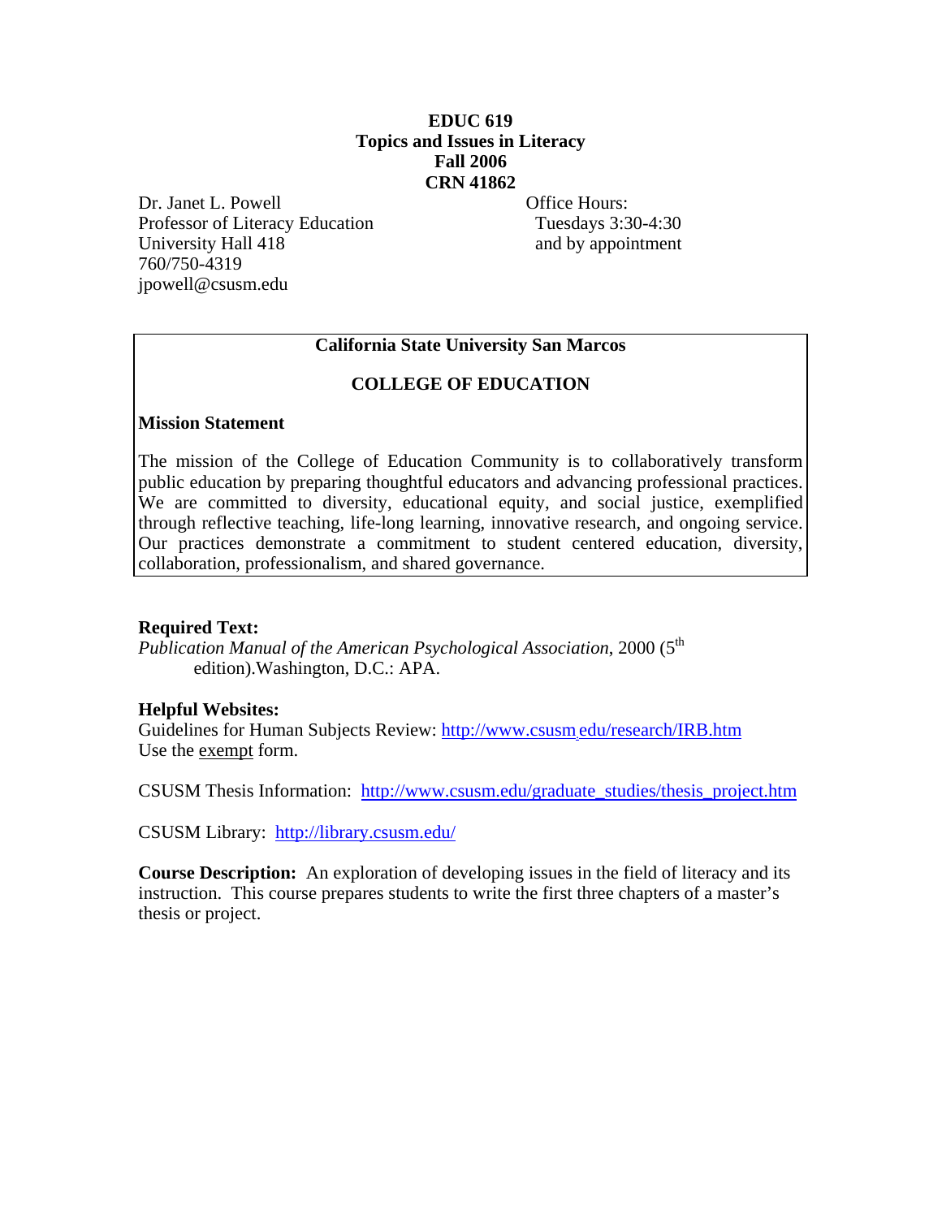# EDUC 619
# Topics and Issues in Literacy
# Fall 2006
# CRN 41862

Dr. Janet L. Powell
Professor of Literacy Education
University Hall 418
760/750-4319
jpowell@csusm.edu

Office Hours:
Tuesdays 3:30-4:30
and by appointment

---

**California State University San Marcos**

**COLLEGE OF EDUCATION**

**Mission Statement**

The mission of the College of Education Community is to collaboratively transform public education by preparing thoughtful educators and advancing professional practices. We are committed to diversity, educational equity, and social justice, exemplified through reflective teaching, life-long learning, innovative research, and ongoing service. Our practices demonstrate a commitment to student centered education, diversity, collaboration, professionalism, and shared governance.

---

**Required Text:**
*Publication Manual of the American Psychological Association*, 2000 (5th edition).Washington, D.C.: APA.

**Helpful Websites:**
Guidelines for Human Subjects Review: http://www.csusm.edu/research/IRB.htm
Use the exempt form.

CSUSM Thesis Information: http://www.csusm.edu/graduate_studies/thesis_project.htm

CSUSM Library: http://library.csusm.edu/

**Course Description:** An exploration of developing issues in the field of literacy and its instruction. This course prepares students to write the first three chapters of a master's thesis or project.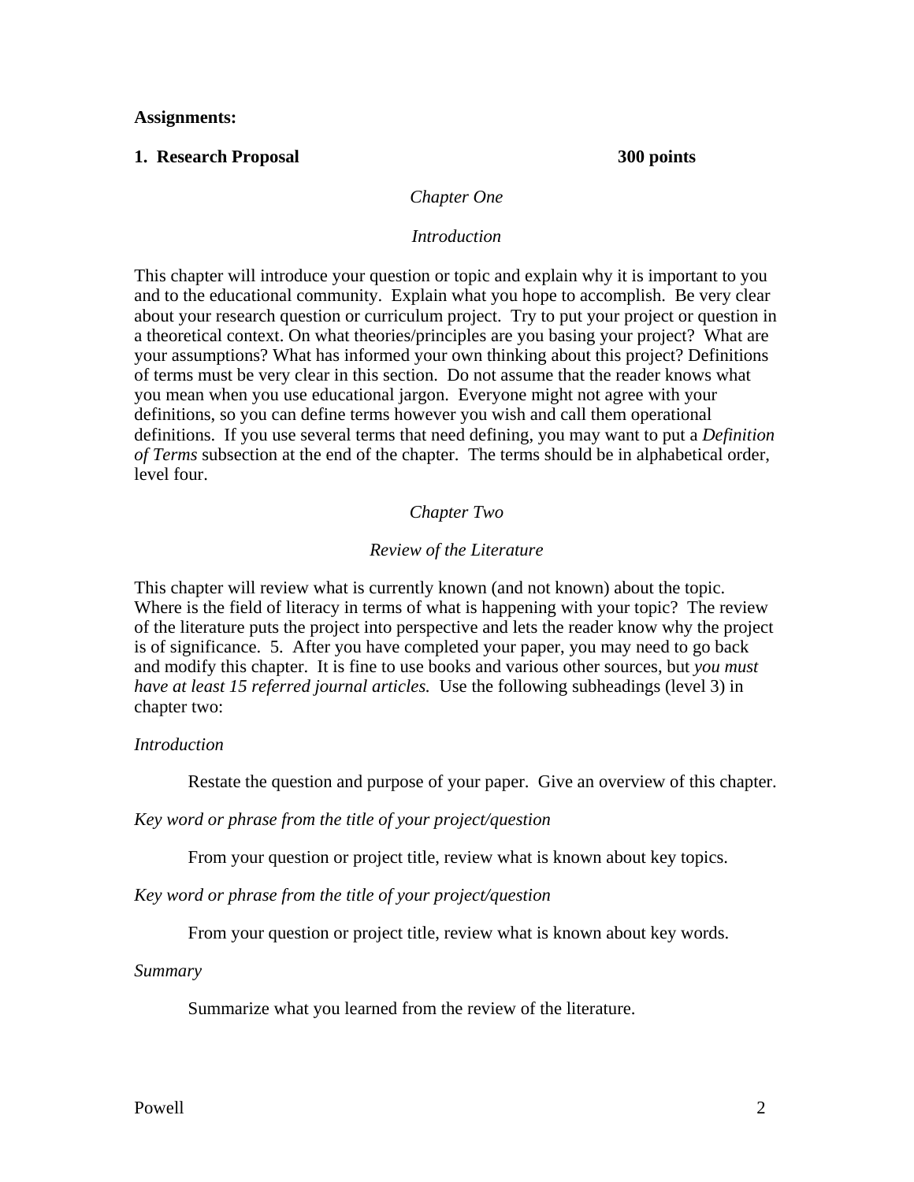**Assignments:**

**1. Research Proposal 300 points**

*Chapter One*

*Introduction*

This chapter will introduce your question or topic and explain why it is important to you and to the educational community. Explain what you hope to accomplish. Be very clear about your research question or curriculum project. Try to put your project or question in a theoretical context. On what theories/principles are you basing your project? What are your assumptions? What has informed your own thinking about this project? Definitions of terms must be very clear in this section. Do not assume that the reader knows what you mean when you use educational jargon. Everyone might not agree with your definitions, so you can define terms however you wish and call them operational definitions. If you use several terms that need defining, you may want to put a *Definition of Terms* subsection at the end of the chapter. The terms should be in alphabetical order, level four.

*Chapter Two*

*Review of the Literature*

This chapter will review what is currently known (and not known) about the topic. Where is the field of literacy in terms of what is happening with your topic? The review of the literature puts the project into perspective and lets the reader know why the project is of significance. 5. After you have completed your paper, you may need to go back and modify this chapter. It is fine to use books and various other sources, but *you must have at least 15 referred journal articles.* Use the following subheadings (level 3) in chapter two:

*Introduction*

Restate the question and purpose of your paper. Give an overview of this chapter.

*Key word or phrase from the title of your project/question*

From your question or project title, review what is known about key topics.

*Key word or phrase from the title of your project/question*

From your question or project title, review what is known about key words.

*Summary*

Summarize what you learned from the review of the literature.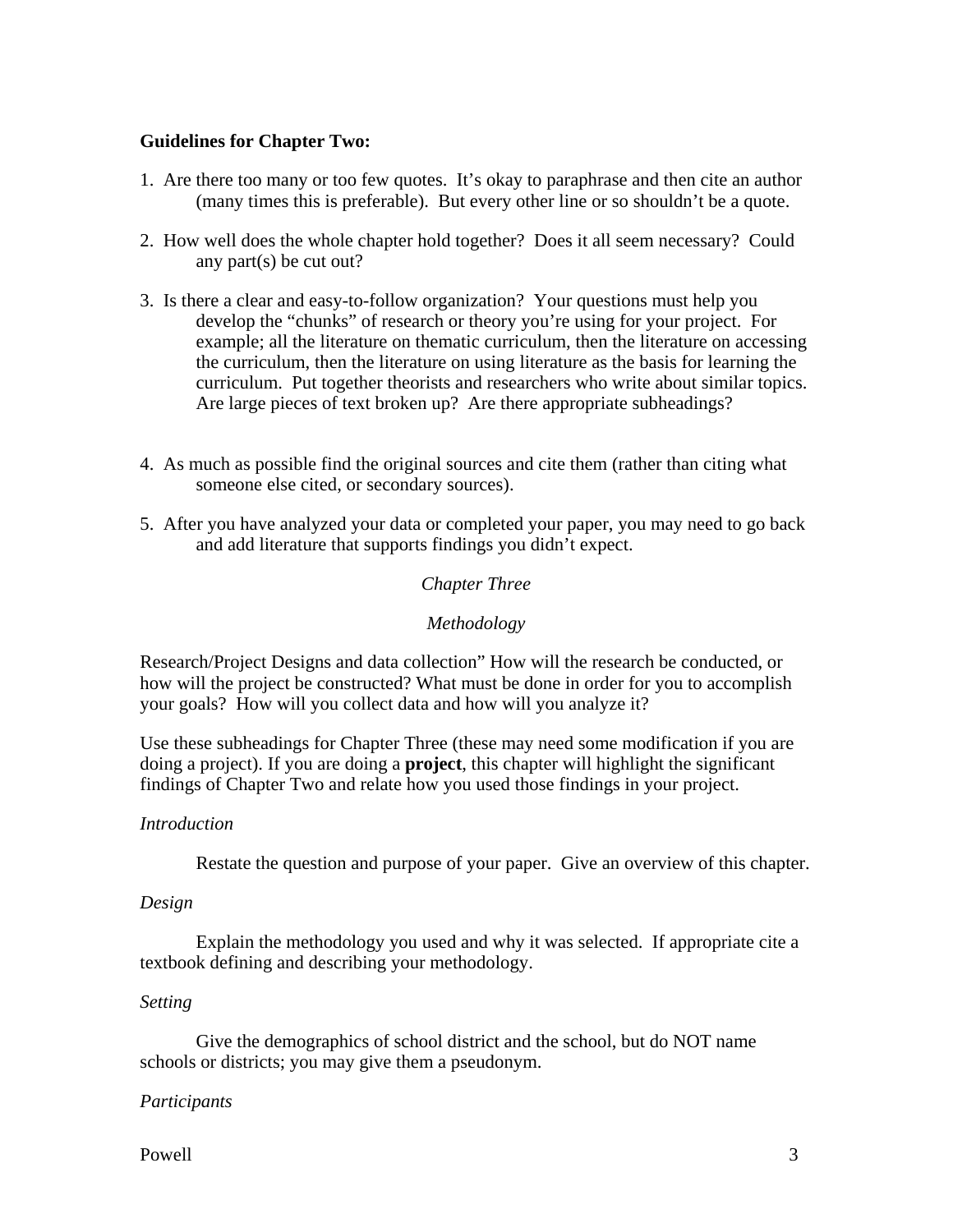**Guidelines for Chapter Two:**

1. Are there too many or too few quotes. It's okay to paraphrase and then cite an author (many times this is preferable). But every other line or so shouldn't be a quote.

2. How well does the whole chapter hold together? Does it all seem necessary? Could any part(s) be cut out?

3. Is there a clear and easy-to-follow organization? Your questions must help you develop the "chunks" of research or theory you're using for your project. For example; all the literature on thematic curriculum, then the literature on accessing the curriculum, then the literature on using literature as the basis for learning the curriculum. Put together theorists and researchers who write about similar topics. Are large pieces of text broken up? Are there appropriate subheadings?

4. As much as possible find the original sources and cite them (rather than citing what someone else cited, or secondary sources).

5. After you have analyzed your data or completed your paper, you may need to go back and add literature that supports findings you didn't expect.

## *Chapter Three*

## *Methodology*

Research/Project Designs and data collection" How will the research be conducted, or how will the project be constructed? What must be done in order for you to accomplish your goals? How will you collect data and how will you analyze it?

Use these subheadings for Chapter Three (these may need some modification if you are doing a project). If you are doing a **project**, this chapter will highlight the significant findings of Chapter Two and relate how you used those findings in your project.

### *Introduction*

Restate the question and purpose of your paper. Give an overview of this chapter.

### *Design*

Explain the methodology you used and why it was selected. If appropriate cite a textbook defining and describing your methodology.

### *Setting*

Give the demographics of school district and the school, but do NOT name schools or districts; you may give them a pseudonym.

### *Participants*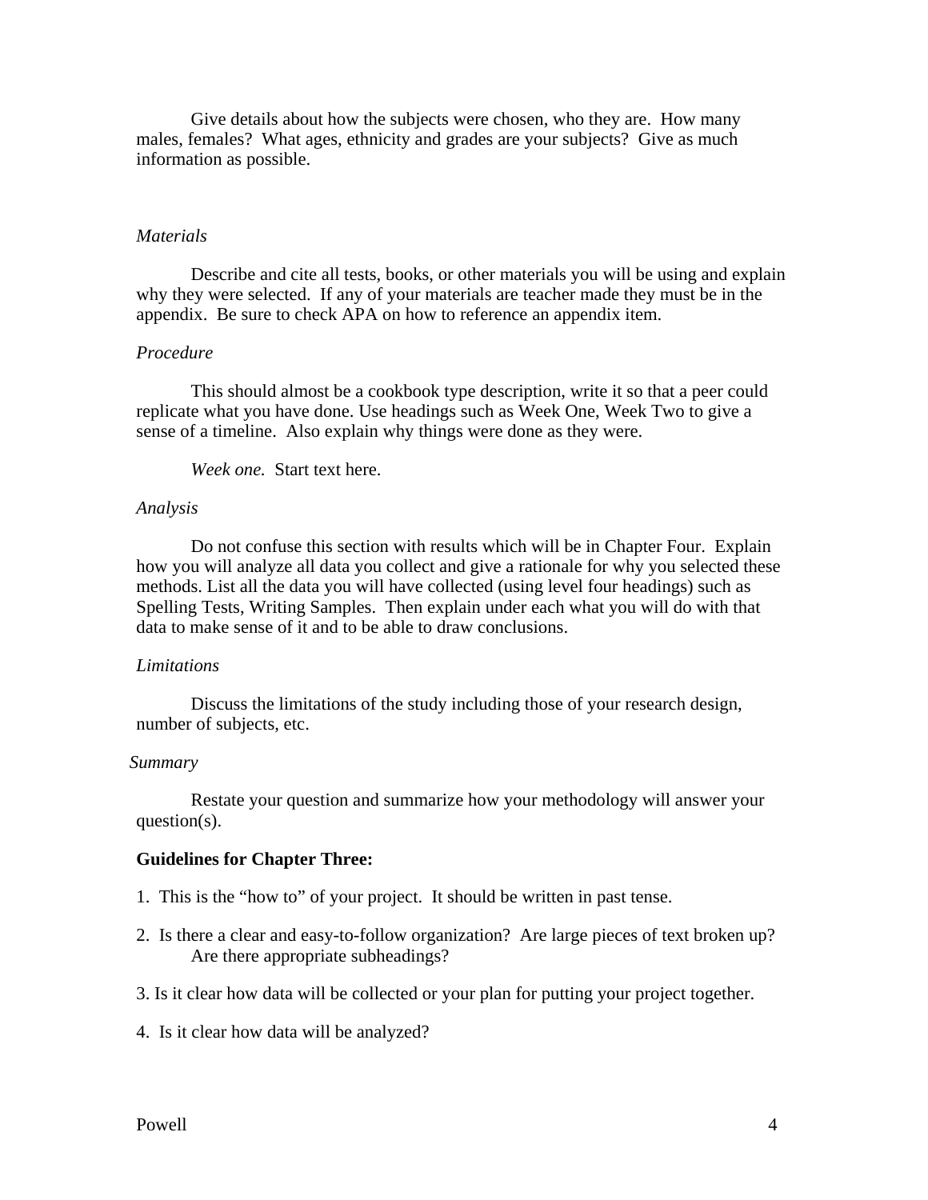Give details about how the subjects were chosen, who they are. How many males, females? What ages, ethnicity and grades are your subjects? Give as much information as possible.

*Materials*

Describe and cite all tests, books, or other materials you will be using and explain why they were selected. If any of your materials are teacher made they must be in the appendix. Be sure to check APA on how to reference an appendix item.

*Procedure*

This should almost be a cookbook type description, write it so that a peer could replicate what you have done. Use headings such as Week One, Week Two to give a sense of a timeline. Also explain why things were done as they were.

*Week one.* Start text here.

*Analysis*

Do not confuse this section with results which will be in Chapter Four. Explain how you will analyze all data you collect and give a rationale for why you selected these methods. List all the data you will have collected (using level four headings) such as Spelling Tests, Writing Samples. Then explain under each what you will do with that data to make sense of it and to be able to draw conclusions.

*Limitations*

Discuss the limitations of the study including those of your research design, number of subjects, etc.

*Summary*

Restate your question and summarize how your methodology will answer your question(s).

**Guidelines for Chapter Three:**

1. This is the "how to" of your project. It should be written in past tense.

2. Is there a clear and easy-to-follow organization? Are large pieces of text broken up? Are there appropriate subheadings?

3. Is it clear how data will be collected or your plan for putting your project together.

4. Is it clear how data will be analyzed?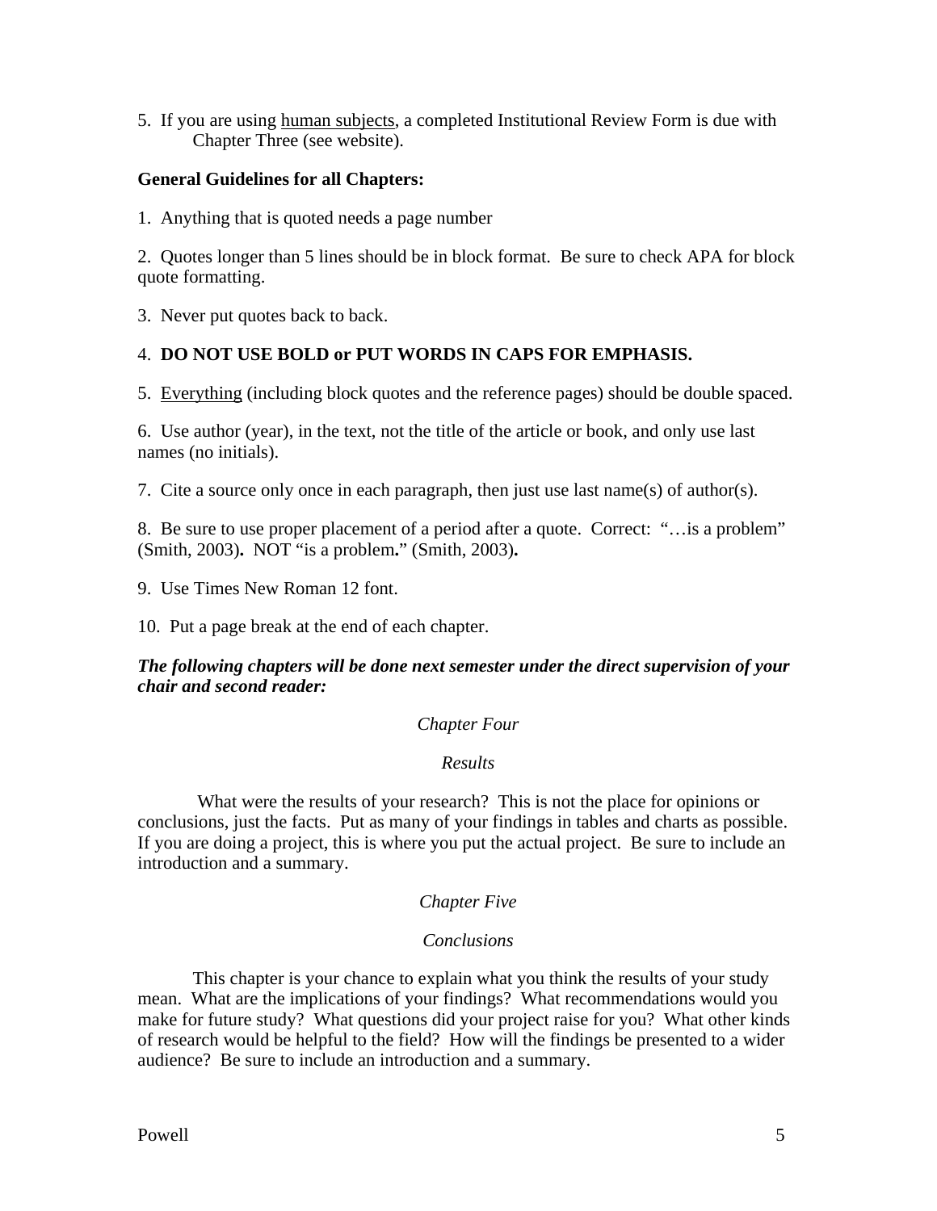5.  If you are using <u>human subjects</u>, a completed Institutional Review Form is due with Chapter Three (see website).

**General Guidelines for all Chapters:**

1.  Anything that is quoted needs a page number

2.  Quotes longer than 5 lines should be in block format.  Be sure to check APA for block quote formatting.

3.  Never put quotes back to back.

4.  **DO NOT USE BOLD or PUT WORDS IN CAPS FOR EMPHASIS.**

5.  <u>Everything</u> (including block quotes and the reference pages) should be double spaced.

6.  Use author (year), in the text, not the title of the article or book, and only use last names (no initials).

7.  Cite a source only once in each paragraph, then just use last name(s) of author(s).

8.  Be sure to use proper placement of a period after a quote.  Correct:  "…is a problem" (Smith, 2003)**.**  NOT "is a problem**.**" (Smith, 2003)**.**

9.  Use Times New Roman 12 font.

10.  Put a page break at the end of each chapter.

***The following chapters will be done next semester under the direct supervision of your chair and second reader:***

*Chapter Four*

*Results*

What were the results of your research?  This is not the place for opinions or conclusions, just the facts.  Put as many of your findings in tables and charts as possible.  If you are doing a project, this is where you put the actual project.  Be sure to include an introduction and a summary.

*Chapter Five*

*Conclusions*

This chapter is your chance to explain what you think the results of your study mean.  What are the implications of your findings?  What recommendations would you make for future study?  What questions did your project raise for you?  What other kinds of research would be helpful to the field?  How will the findings be presented to a wider audience?  Be sure to include an introduction and a summary.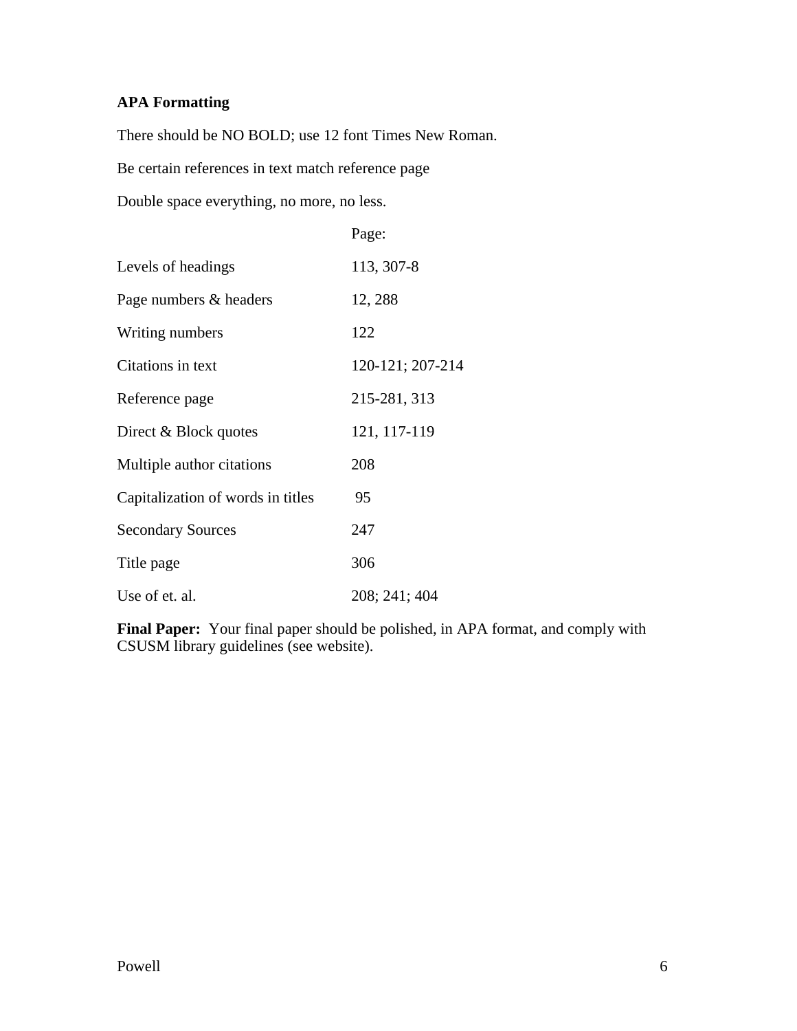**APA Formatting**

There should be NO BOLD; use 12 font Times New Roman.

Be certain references in text match reference page

Double space everything, no more, no less.

| | Page: |
|---|---|
| Levels of headings | 113, 307-8 |
| Page numbers & headers | 12, 288 |
| Writing numbers | 122 |
| Citations in text | 120-121; 207-214 |
| Reference page | 215-281, 313 |
| Direct & Block quotes | 121, 117-119 |
| Multiple author citations | 208 |
| Capitalization of words in titles | 95 |
| Secondary Sources | 247 |
| Title page | 306 |
| Use of et. al. | 208; 241; 404 |

**Final Paper:** Your final paper should be polished, in APA format, and comply with CSUSM library guidelines (see website).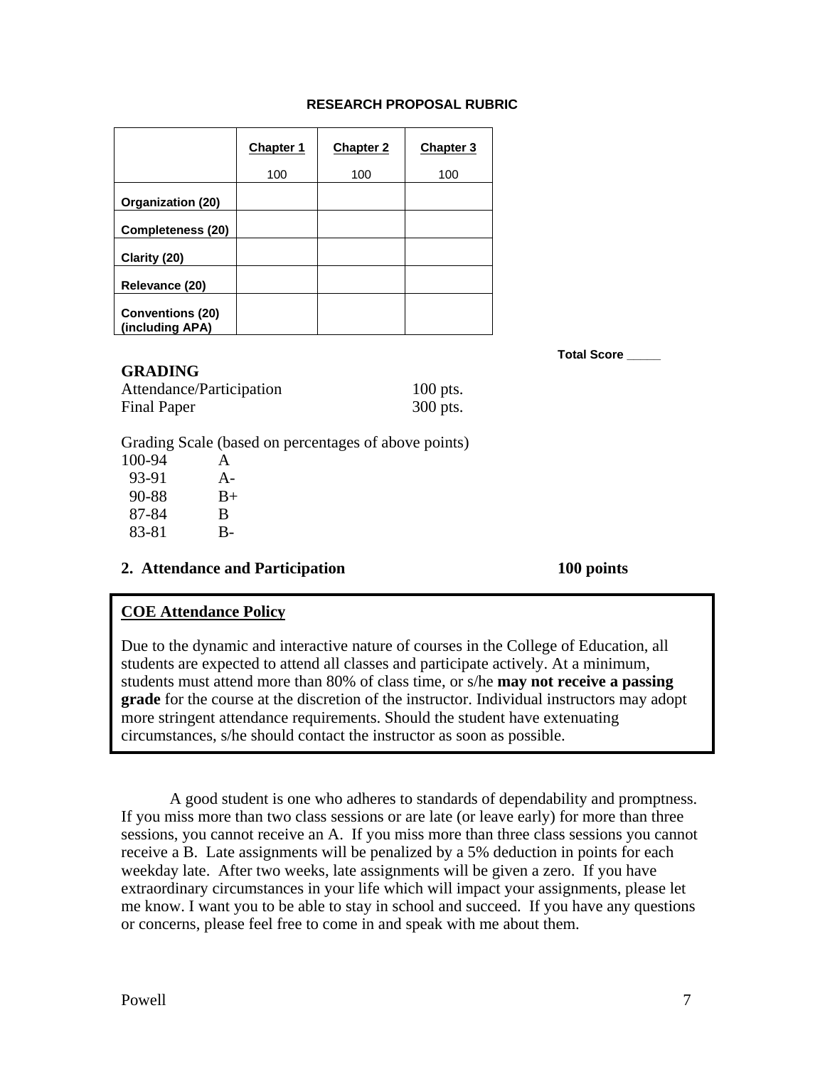**RESEARCH PROPOSAL RUBRIC**

| | Chapter 1<br>100 | Chapter 2<br>100 | Chapter 3<br>100 |
|---|---|---|---|
| **Organization (20)** | | | |
| **Completeness (20)** | | | |
| **Clarity (20)** | | | |
| **Relevance (20)** | | | |
| **Conventions (20) (including APA)** | | | |

**Total Score _____**

**GRADING**

Attendance/Participation 100 pts.
Final Paper 300 pts.

Grading Scale (based on percentages of above points)

| | |
|---|---|
| 100-94 | A |
| 93-91 | A- |
| 90-88 | B+ |
| 87-84 | B |
| 83-81 | B- |

**2. Attendance and Participation** **100 points**

> **COE Attendance Policy**
>
> Due to the dynamic and interactive nature of courses in the College of Education, all students are expected to attend all classes and participate actively. At a minimum, students must attend more than 80% of class time, or s/he **may not receive a passing grade** for the course at the discretion of the instructor. Individual instructors may adopt more stringent attendance requirements. Should the student have extenuating circumstances, s/he should contact the instructor as soon as possible.

A good student is one who adheres to standards of dependability and promptness. If you miss more than two class sessions or are late (or leave early) for more than three sessions, you cannot receive an A. If you miss more than three class sessions you cannot receive a B. Late assignments will be penalized by a 5% deduction in points for each weekday late. After two weeks, late assignments will be given a zero. If you have extraordinary circumstances in your life which will impact your assignments, please let me know. I want you to be able to stay in school and succeed. If you have any questions or concerns, please feel free to come in and speak with me about them.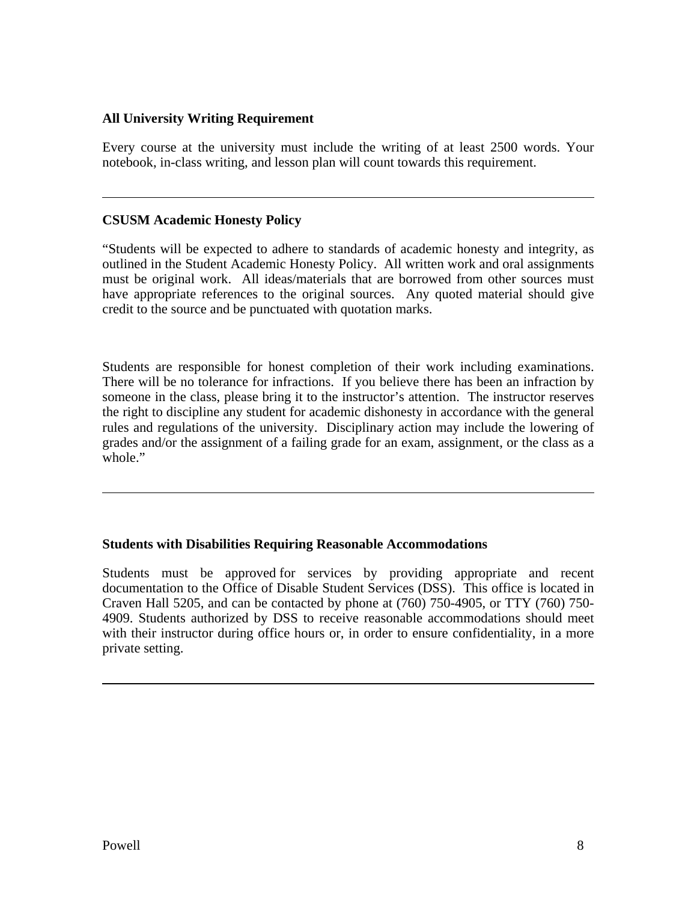### All University Writing Requirement

Every course at the university must include the writing of at least 2500 words. Your notebook, in-class writing, and lesson plan will count towards this requirement.

---

### CSUSM Academic Honesty Policy

"Students will be expected to adhere to standards of academic honesty and integrity, as outlined in the Student Academic Honesty Policy. All written work and oral assignments must be original work. All ideas/materials that are borrowed from other sources must have appropriate references to the original sources. Any quoted material should give credit to the source and be punctuated with quotation marks.

Students are responsible for honest completion of their work including examinations. There will be no tolerance for infractions. If you believe there has been an infraction by someone in the class, please bring it to the instructor's attention. The instructor reserves the right to discipline any student for academic dishonesty in accordance with the general rules and regulations of the university. Disciplinary action may include the lowering of grades and/or the assignment of a failing grade for an exam, assignment, or the class as a whole."

---

### Students with Disabilities Requiring Reasonable Accommodations

Students must be approved for services by providing appropriate and recent documentation to the Office of Disable Student Services (DSS). This office is located in Craven Hall 5205, and can be contacted by phone at (760) 750-4905, or TTY (760) 750-4909. Students authorized by DSS to receive reasonable accommodations should meet with their instructor during office hours or, in order to ensure confidentiality, in a more private setting.

---